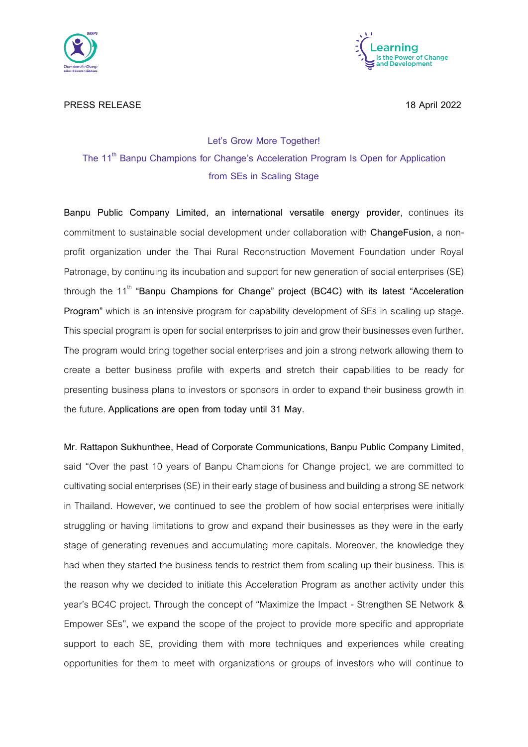PRESS RELEASE

18 April 2022

## Let's Grow More Together!
## The 11th Banpu Champions for Change's Acceleration Program Is Open for Application from SEs in Scaling Stage

**Banpu Public Company Limited, an international versatile energy provider**, continues its commitment to sustainable social development under collaboration with **ChangeFusion**, a non-profit organization under the Thai Rural Reconstruction Movement Foundation under Royal Patronage, by continuing its incubation and support for new generation of social enterprises (SE) through the 11th **"Banpu Champions for Change" project (BC4C) with its latest "Acceleration Program"** which is an intensive program for capability development of SEs in scaling up stage. This special program is open for social enterprises to join and grow their businesses even further. The program would bring together social enterprises and join a strong network allowing them to create a better business profile with experts and stretch their capabilities to be ready for presenting business plans to investors or sponsors in order to expand their business growth in the future. **Applications are open from today until 31 May.**

**Mr. Rattapon Sukhunthee, Head of Corporate Communications, Banpu Public Company Limited**, said "Over the past 10 years of Banpu Champions for Change project, we are committed to cultivating social enterprises (SE) in their early stage of business and building a strong SE network in Thailand. However, we continued to see the problem of how social enterprises were initially struggling or having limitations to grow and expand their businesses as they were in the early stage of generating revenues and accumulating more capitals. Moreover, the knowledge they had when they started the business tends to restrict them from scaling up their business. This is the reason why we decided to initiate this Acceleration Program as another activity under this year's BC4C project. Through the concept of "Maximize the Impact - Strengthen SE Network & Empower SEs", we expand the scope of the project to provide more specific and appropriate support to each SE, providing them with more techniques and experiences while creating opportunities for them to meet with organizations or groups of investors who will continue to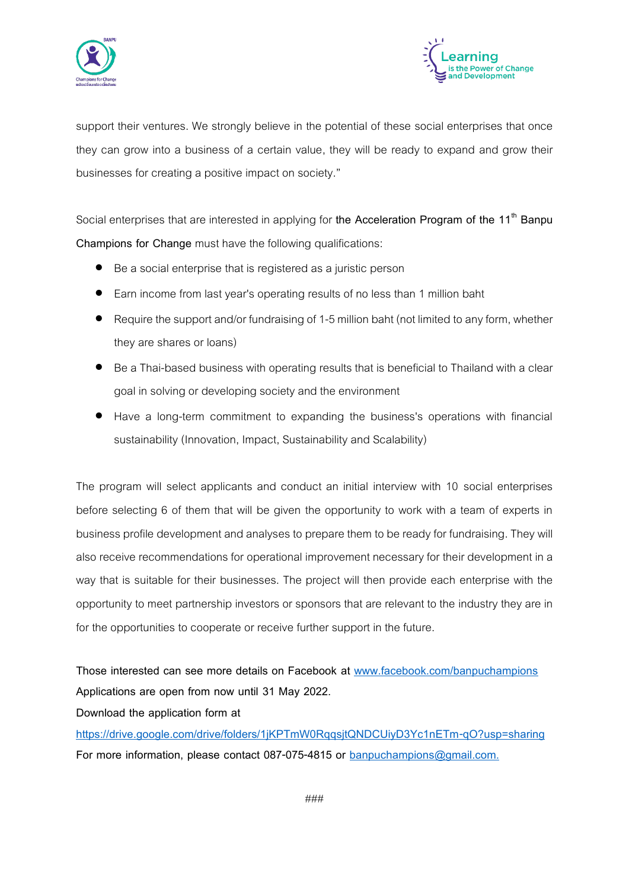support their ventures. We strongly believe in the potential of these social enterprises that once they can grow into a business of a certain value, they will be ready to expand and grow their businesses for creating a positive impact on society."

Social enterprises that are interested in applying for **the Acceleration Program of the 11th Banpu Champions for Change** must have the following qualifications:

- Be a social enterprise that is registered as a juristic person
- Earn income from last year's operating results of no less than 1 million baht
- Require the support and/or fundraising of 1-5 million baht (not limited to any form, whether they are shares or loans)
- Be a Thai-based business with operating results that is beneficial to Thailand with a clear goal in solving or developing society and the environment
- Have a long-term commitment to expanding the business's operations with financial sustainability (Innovation, Impact, Sustainability and Scalability)

The program will select applicants and conduct an initial interview with 10 social enterprises before selecting 6 of them that will be given the opportunity to work with a team of experts in business profile development and analyses to prepare them to be ready for fundraising. They will also receive recommendations for operational improvement necessary for their development in a way that is suitable for their businesses. The project will then provide each enterprise with the opportunity to meet partnership investors or sponsors that are relevant to the industry they are in for the opportunities to cooperate or receive further support in the future.

**Those interested can see more details on Facebook at** [www.facebook.com/banpuchampions](http://www.facebook.com/banpuchampions)
**Applications are open from now until 31 May 2022.**
**Download the application form at**
[https://drive.google.com/drive/folders/1jKPTmW0RqqsjtQNDCUiyD3Yc1nETm-qO?usp=sharing](https://drive.google.com/drive/folders/1jKPTmW0RqqsjtQNDCUiyD3Yc1nETm-qO?usp=sharing)
**For more information, please contact 087-075-4815 or** [banpuchampions@gmail.com.](mailto:banpuchampions@gmail.com)

###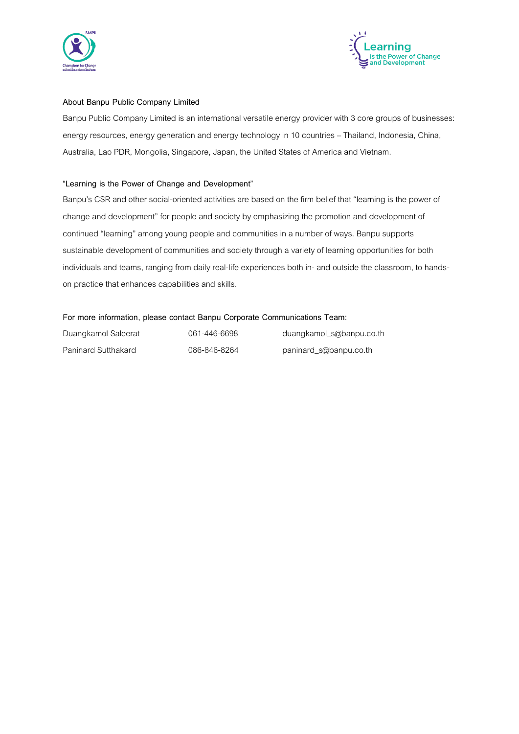**About Banpu Public Company Limited**

Banpu Public Company Limited is an international versatile energy provider with 3 core groups of businesses: energy resources, energy generation and energy technology in 10 countries – Thailand, Indonesia, China, Australia, Lao PDR, Mongolia, Singapore, Japan, the United States of America and Vietnam.

**"Learning is the Power of Change and Development"**

Banpu's CSR and other social-oriented activities are based on the firm belief that "learning is the power of change and development" for people and society by emphasizing the promotion and development of continued "learning" among young people and communities in a number of ways. Banpu supports sustainable development of communities and society through a variety of learning opportunities for both individuals and teams, ranging from daily real-life experiences both in- and outside the classroom, to hands-on practice that enhances capabilities and skills.

**For more information, please contact Banpu Corporate Communications Team:**

| | | |
|---|---|---|
| Duangkamol Saleerat | 061-446-6698 | duangkamol_s@banpu.co.th |
| Paninard Sutthakard | 086-846-8264 | paninard_s@banpu.co.th |